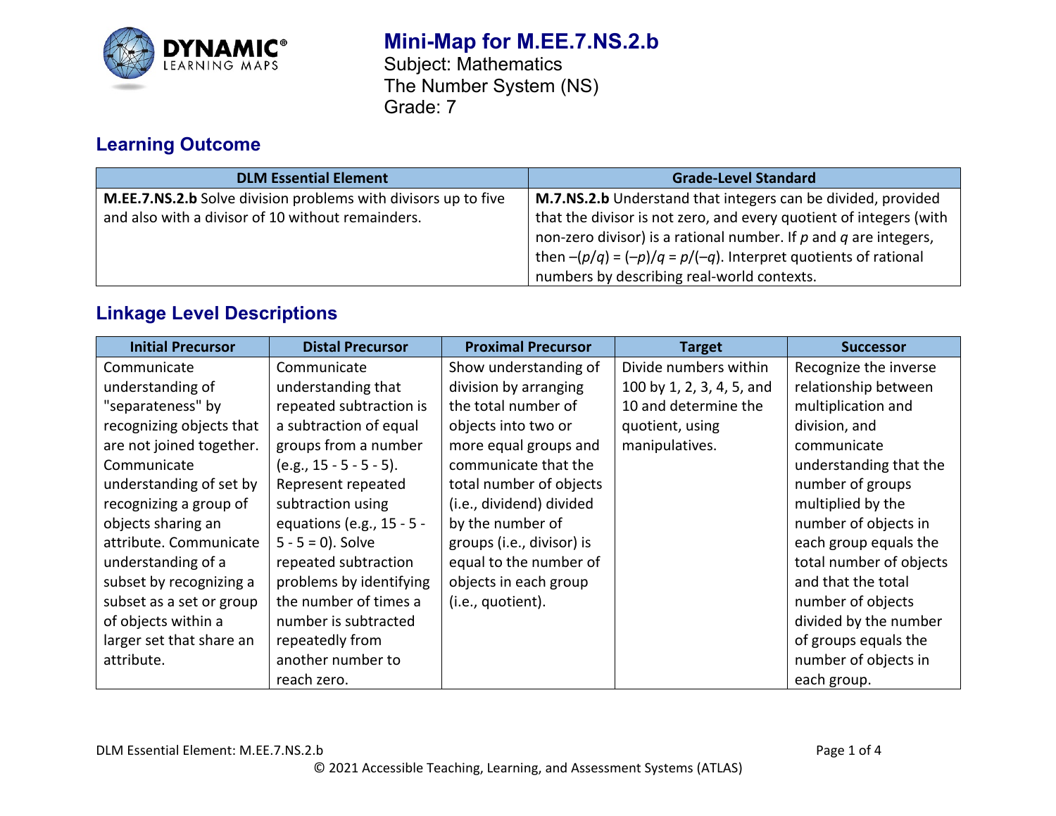# Mini-Map for M.EE.7.NS.2.b

Subject: Mathematics
The Number System (NS)
Grade: 7

## Learning Outcome

| DLM Essential Element | Grade-Level Standard |
|---|---|
| **M.EE.7.NS.2.b** Solve division problems with divisors up to five and also with a divisor of 10 without remainders. | **M.7.NS.2.b** Understand that integers can be divided, provided that the divisor is not zero, and every quotient of integers (with non-zero divisor) is a rational number. If $p$ and $q$ are integers, then $-(p/q) = (-p)/q = p/(-q)$. Interpret quotients of rational numbers by describing real-world contexts. |

## Linkage Level Descriptions

| Initial Precursor | Distal Precursor | Proximal Precursor | Target | Successor |
|---|---|---|---|---|
| Communicate understanding of "separateness" by recognizing objects that are not joined together. Communicate understanding of set by recognizing a group of objects sharing an attribute. Communicate understanding of a subset by recognizing a subset as a set or group of objects within a larger set that share an attribute. | Communicate understanding that repeated subtraction is a subtraction of equal groups from a number (e.g., 15 - 5 - 5 - 5). Represent repeated subtraction using equations (e.g., 15 - 5 - 5 - 5 = 0). Solve repeated subtraction problems by identifying the number of times a number is subtracted repeatedly from another number to reach zero. | Show understanding of division by arranging the total number of objects into two or more equal groups and communicate that the total number of objects (i.e., dividend) divided by the number of groups (i.e., divisor) is equal to the number of objects in each group (i.e., quotient). | Divide numbers within 100 by 1, 2, 3, 4, 5, and 10 and determine the quotient, using manipulatives. | Recognize the inverse relationship between multiplication and division, and communicate understanding that the number of groups multiplied by the number of objects in each group equals the total number of objects and that the total number of objects divided by the number of groups equals the number of objects in each group. |

DLM Essential Element: M.EE.7.NS.2.b

© 2021 Accessible Teaching, Learning, and Assessment Systems (ATLAS)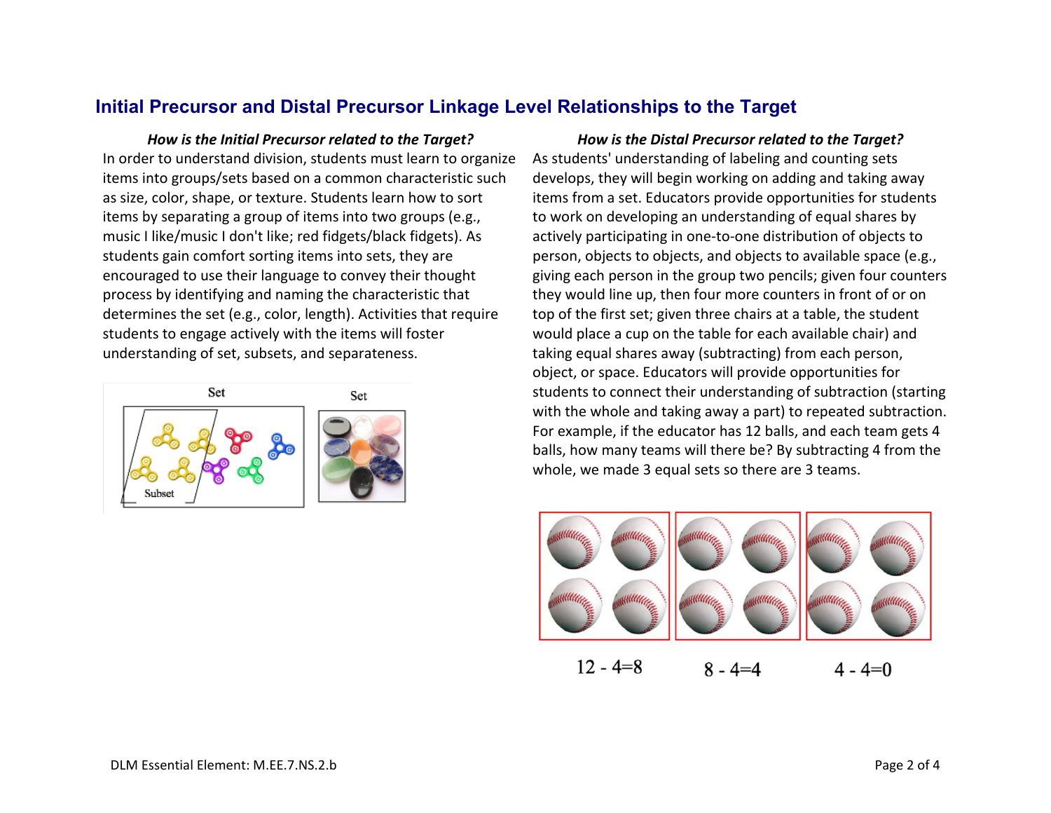## Initial Precursor and Distal Precursor Linkage Level Relationships to the Target

***How is the Initial Precursor related to the Target?***

In order to understand division, students must learn to organize items into groups/sets based on a common characteristic such as size, color, shape, or texture. Students learn how to sort items by separating a group of items into two groups (e.g., music I like/music I don't like; red fidgets/black fidgets). As students gain comfort sorting items into sets, they are encouraged to use their language to convey their thought process by identifying and naming the characteristic that determines the set (e.g., color, length). Activities that require students to engage actively with the items will foster understanding of set, subsets, and separateness.

Set

Subset

Set

***How is the Distal Precursor related to the Target?***

As students' understanding of labeling and counting sets develops, they will begin working on adding and taking away items from a set. Educators provide opportunities for students to work on developing an understanding of equal shares by actively participating in one-to-one distribution of objects to person, objects to objects, and objects to available space (e.g., giving each person in the group two pencils; given four counters they would line up, then four more counters in front of or on top of the first set; given three chairs at a table, the student would place a cup on the table for each available chair) and taking equal shares away (subtracting) from each person, object, or space. Educators will provide opportunities for students to connect their understanding of subtraction (starting with the whole and taking away a part) to repeated subtraction. For example, if the educator has 12 balls, and each team gets 4 balls, how many teams will there be? By subtracting 4 from the whole, we made 3 equal sets so there are 3 teams.

$12 - 4 = 8$ $\quad$ $8 - 4 = 4$ $\quad$ $4 - 4 = 0$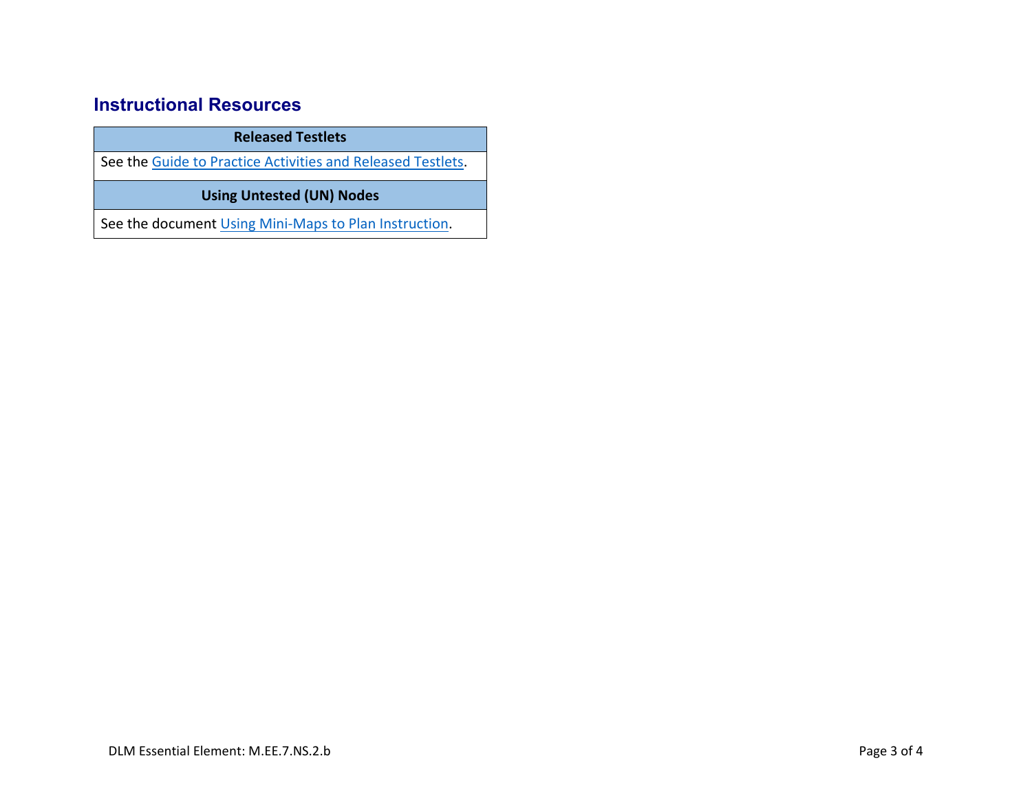## Instructional Resources

| Released Testlets |
|---|
| See the Guide to Practice Activities and Released Testlets. |
| **Using Untested (UN) Nodes** |
| See the document Using Mini-Maps to Plan Instruction. |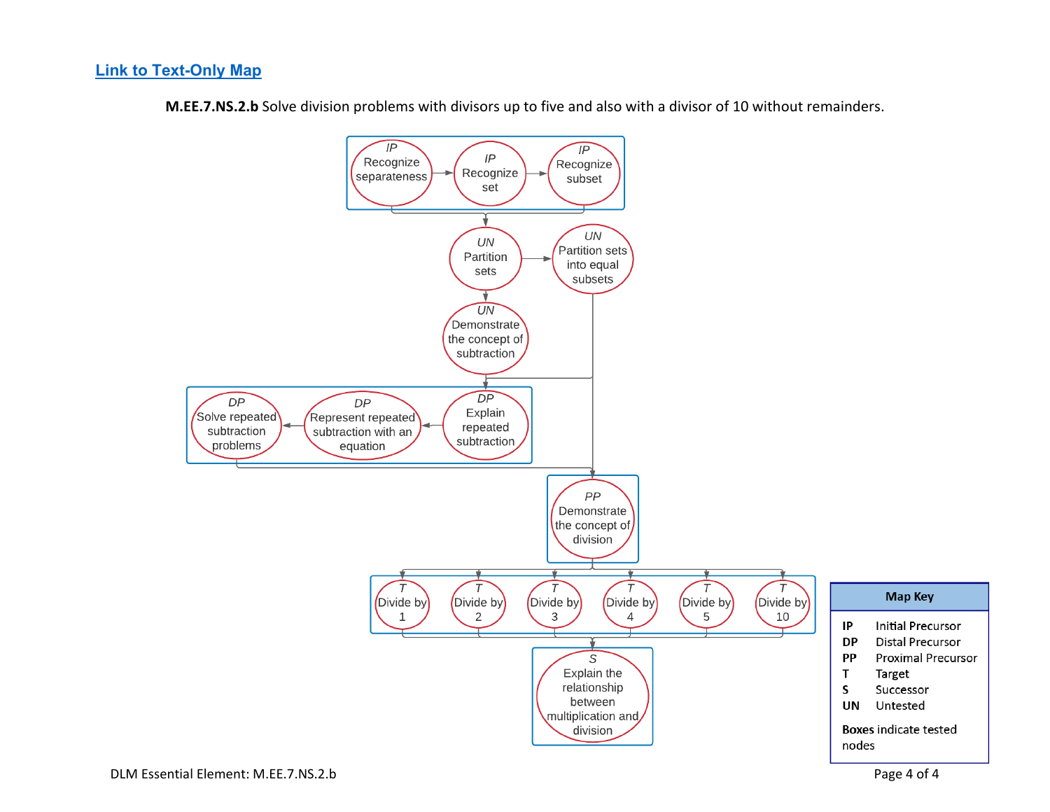[Link to Text-Only Map]

**M.EE.7.NS.2.b** Solve division problems with divisors up to five and also with a divisor of 10 without remainders.

IP
Recognize separateness

IP
Recognize set

IP
Recognize subset

UN
Partition sets

UN
Partition sets into equal subsets

UN
Demonstrate the concept of subtraction

DP
Solve repeated subtraction problems

DP
Represent repeated subtraction with an equation

DP
Explain repeated subtraction

PP
Demonstrate the concept of division

T
Divide by 1

T
Divide by 2

T
Divide by 3

T
Divide by 4

T
Divide by 5

T
Divide by 10

S
Explain the relationship between multiplication and division

**Map Key**

**IP** Initial Precursor
**DP** Distal Precursor
**PP** Proximal Precursor
**T** Target
**S** Successor
**UN** Untested

**Boxes** indicate tested nodes

DLM Essential Element: M.EE.7.NS.2.b